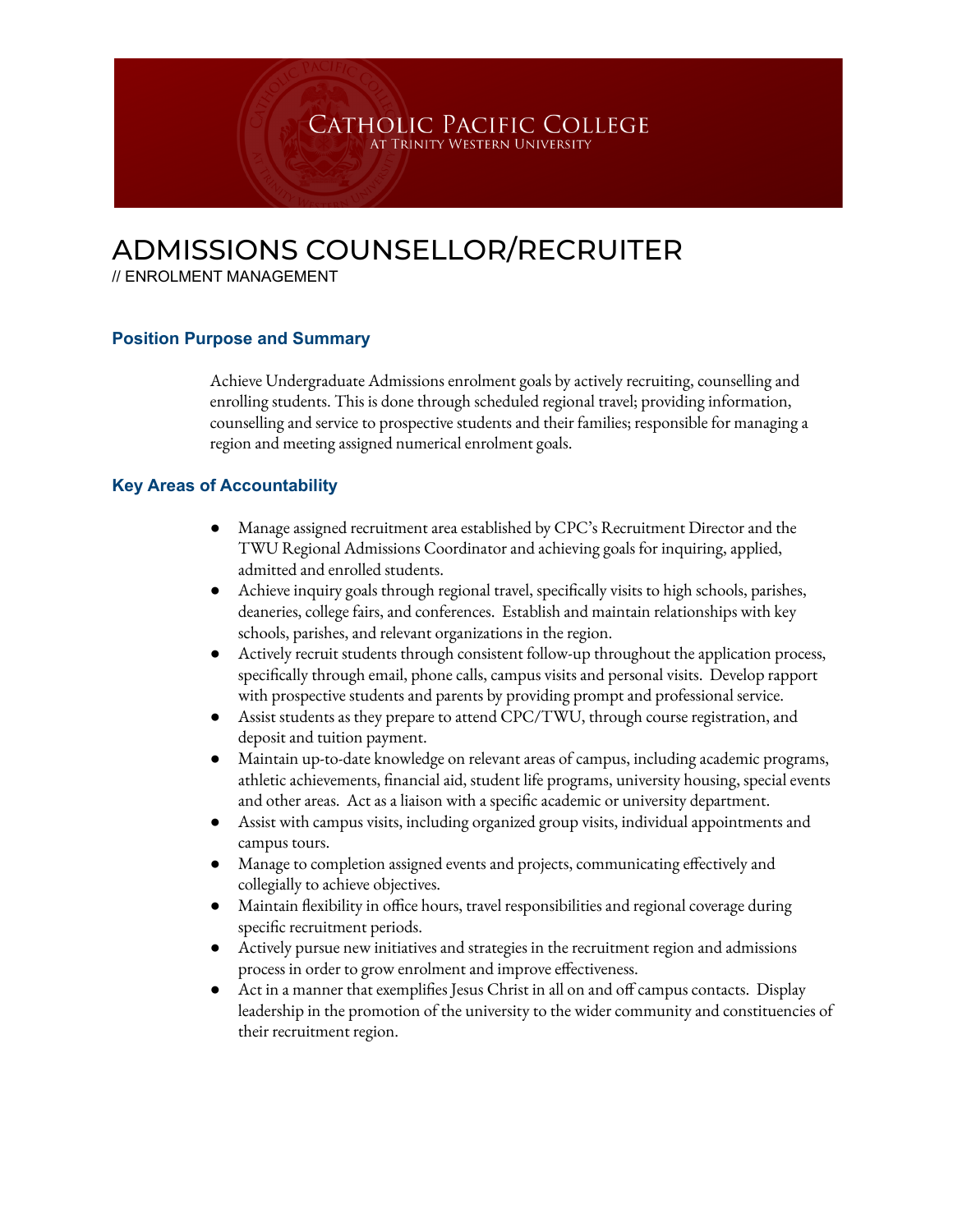CATHOLIC PACIFIC COLLEGE
AT TRINITY WESTERN UNIVERSITY

# ADMISSIONS COUNSELLOR/RECRUITER

// ENROLMENT MANAGEMENT

## Position Purpose and Summary

Achieve Undergraduate Admissions enrolment goals by actively recruiting, counselling and enrolling students. This is done through scheduled regional travel; providing information, counselling and service to prospective students and their families; responsible for managing a region and meeting assigned numerical enrolment goals.

## Key Areas of Accountability

- Manage assigned recruitment area established by CPC's Recruitment Director and the TWU Regional Admissions Coordinator and achieving goals for inquiring, applied, admitted and enrolled students.
- Achieve inquiry goals through regional travel, specifically visits to high schools, parishes, deaneries, college fairs, and conferences. Establish and maintain relationships with key schools, parishes, and relevant organizations in the region.
- Actively recruit students through consistent follow-up throughout the application process, specifically through email, phone calls, campus visits and personal visits. Develop rapport with prospective students and parents by providing prompt and professional service.
- Assist students as they prepare to attend CPC/TWU, through course registration, and deposit and tuition payment.
- Maintain up-to-date knowledge on relevant areas of campus, including academic programs, athletic achievements, financial aid, student life programs, university housing, special events and other areas. Act as a liaison with a specific academic or university department.
- Assist with campus visits, including organized group visits, individual appointments and campus tours.
- Manage to completion assigned events and projects, communicating effectively and collegially to achieve objectives.
- Maintain flexibility in office hours, travel responsibilities and regional coverage during specific recruitment periods.
- Actively pursue new initiatives and strategies in the recruitment region and admissions process in order to grow enrolment and improve effectiveness.
- Act in a manner that exemplifies Jesus Christ in all on and off campus contacts. Display leadership in the promotion of the university to the wider community and constituencies of their recruitment region.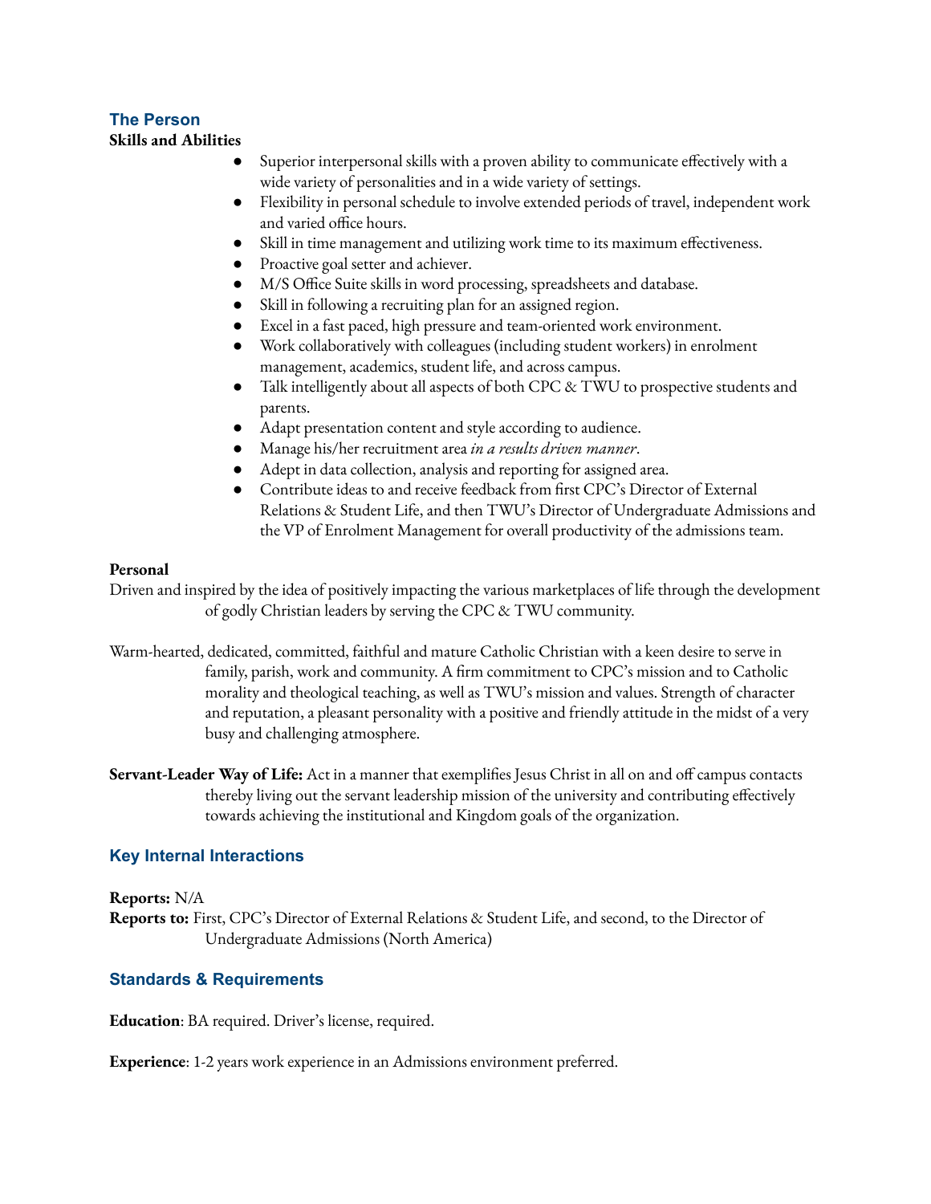## The Person

**Skills and Abilities**

- Superior interpersonal skills with a proven ability to communicate effectively with a wide variety of personalities and in a wide variety of settings.
- Flexibility in personal schedule to involve extended periods of travel, independent work and varied office hours.
- Skill in time management and utilizing work time to its maximum effectiveness.
- Proactive goal setter and achiever.
- M/S Office Suite skills in word processing, spreadsheets and database.
- Skill in following a recruiting plan for an assigned region.
- Excel in a fast paced, high pressure and team-oriented work environment.
- Work collaboratively with colleagues (including student workers) in enrolment management, academics, student life, and across campus.
- Talk intelligently about all aspects of both CPC & TWU to prospective students and parents.
- Adapt presentation content and style according to audience.
- Manage his/her recruitment area *in a results driven manner*.
- Adept in data collection, analysis and reporting for assigned area.
- Contribute ideas to and receive feedback from first CPC's Director of External Relations & Student Life, and then TWU's Director of Undergraduate Admissions and the VP of Enrolment Management for overall productivity of the admissions team.

**Personal**

Driven and inspired by the idea of positively impacting the various marketplaces of life through the development of godly Christian leaders by serving the CPC & TWU community.

Warm-hearted, dedicated, committed, faithful and mature Catholic Christian with a keen desire to serve in family, parish, work and community. A firm commitment to CPC's mission and to Catholic morality and theological teaching, as well as TWU's mission and values. Strength of character and reputation, a pleasant personality with a positive and friendly attitude in the midst of a very busy and challenging atmosphere.

**Servant-Leader Way of Life:** Act in a manner that exemplifies Jesus Christ in all on and off campus contacts thereby living out the servant leadership mission of the university and contributing effectively towards achieving the institutional and Kingdom goals of the organization.

## Key Internal Interactions

**Reports:** N/A

**Reports to:** First, CPC's Director of External Relations & Student Life, and second, to the Director of Undergraduate Admissions (North America)

## Standards & Requirements

**Education**: BA required. Driver's license, required.

**Experience**: 1-2 years work experience in an Admissions environment preferred.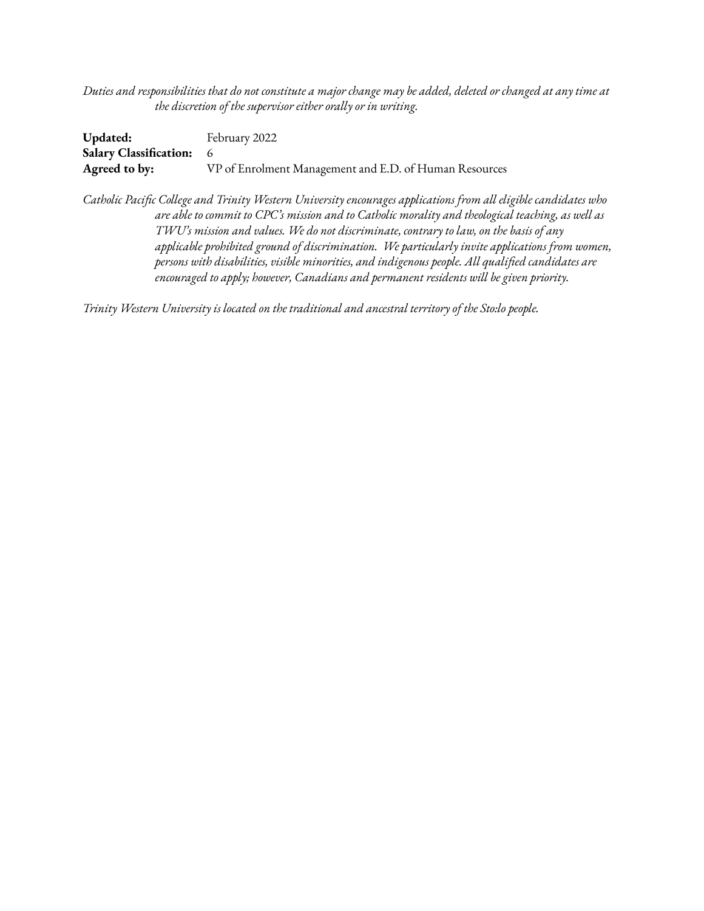*Duties and responsibilities that do not constitute a major change may be added, deleted or changed at any time at the discretion of the supervisor either orally or in writing.*

**Updated:** February 2022
**Salary Classification:** 6
**Agreed to by:** VP of Enrolment Management and E.D. of Human Resources

*Catholic Pacific College and Trinity Western University encourages applications from all eligible candidates who are able to commit to CPC's mission and to Catholic morality and theological teaching, as well as TWU's mission and values. We do not discriminate, contrary to law, on the basis of any applicable prohibited ground of discrimination. We particularly invite applications from women, persons with disabilities, visible minorities, and indigenous people. All qualified candidates are encouraged to apply; however, Canadians and permanent residents will be given priority.*

*Trinity Western University is located on the traditional and ancestral territory of the Sto:lo people.*